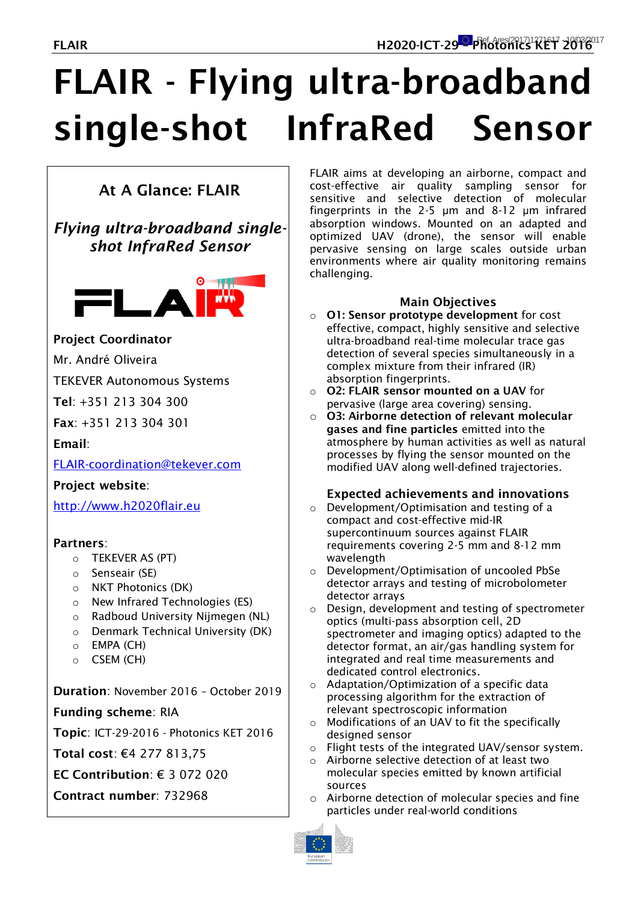# FLAIR - Flying ultra-broadband single-shot InfraRed Sensor

## At A Glance: FLAIR

### *Flying ultra-broadband single-shot InfraRed Sensor*

**Project Coordinator**

Mr. André Oliveira

TEKEVER Autonomous Systems

**Tel**: +351 213 304 300

**Fax**: +351 213 304 301

**Email**:

FLAIR-coordination@tekever.com

**Project website**:

http://www.h2020flair.eu

**Partners**:

- TEKEVER AS (PT)
- Senseair (SE)
- NKT Photonics (DK)
- New Infrared Technologies (ES)
- Radboud University Nijmegen (NL)
- Denmark Technical University (DK)
- EMPA (CH)
- CSEM (CH)

**Duration**: November 2016 – October 2019

**Funding scheme**: RIA

**Topic**: ICT-29-2016 - Photonics KET 2016

**Total cost**: €4 277 813,75

**EC Contribution**: € 3 072 020

**Contract number**: 732968

FLAIR aims at developing an airborne, compact and cost-effective air quality sampling sensor for sensitive and selective detection of molecular fingerprints in the 2-5 μm and 8-12 μm infrared absorption windows. Mounted on an adapted and optimized UAV (drone), the sensor will enable pervasive sensing on large scales outside urban environments where air quality monitoring remains challenging.

### Main Objectives

- **O1: Sensor prototype development** for cost effective, compact, highly sensitive and selective ultra-broadband real-time molecular trace gas detection of several species simultaneously in a complex mixture from their infrared (IR) absorption fingerprints.
- **O2: FLAIR sensor mounted on a UAV** for pervasive (large area covering) sensing.
- **O3: Airborne detection of relevant molecular gases and fine particles** emitted into the atmosphere by human activities as well as natural processes by flying the sensor mounted on the modified UAV along well-defined trajectories.

### Expected achievements and innovations

- Development/Optimisation and testing of a compact and cost-effective mid-IR supercontinuum sources against FLAIR requirements covering 2-5 mm and 8-12 mm wavelength
- Development/Optimisation of uncooled PbSe detector arrays and testing of microbolometer detector arrays
- Design, development and testing of spectrometer optics (multi-pass absorption cell, 2D spectrometer and imaging optics) adapted to the detector format, an air/gas handling system for integrated and real time measurements and dedicated control electronics.
- Adaptation/Optimization of a specific data processing algorithm for the extraction of relevant spectroscopic information
- Modifications of an UAV to fit the specifically designed sensor
- Flight tests of the integrated UAV/sensor system.
- Airborne selective detection of at least two molecular species emitted by known artificial sources
- Airborne detection of molecular species and fine particles under real-world conditions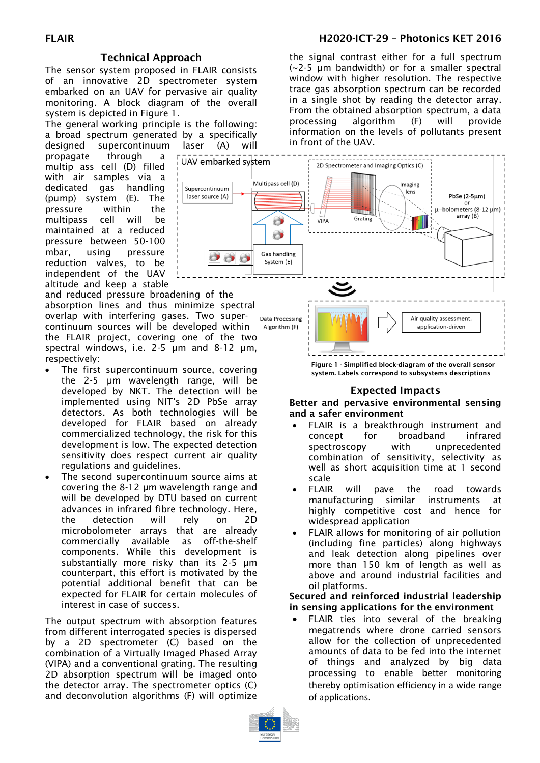## Technical Approach

The sensor system proposed in FLAIR consists of an innovative 2D spectrometer system embarked on an UAV for pervasive air quality monitoring. A block diagram of the overall system is depicted in Figure 1.

The general working principle is the following: a broad spectrum generated by a specifically designed supercontinuum laser (A) will propagate through a multip ass cell (D) filled with air samples via a dedicated gas handling (pump) system (E). The pressure within the multipass cell will be maintained at a reduced pressure between 50-100 mbar, using pressure reduction valves, to be independent of the UAV altitude and keep a stable and reduced pressure broadening of the absorption lines and thus minimize spectral overlap with interfering gases. Two super-continuum sources will be developed within the FLAIR project, covering one of the two spectral windows, i.e. 2-5 µm and 8-12 µm, respectively:

- The first supercontinuum source, covering the 2-5 µm wavelength range, will be developed by NKT. The detection will be implemented using NIT's 2D PbSe array detectors. As both technologies will be developed for FLAIR based on already commercialized technology, the risk for this development is low. The expected detection sensitivity does respect current air quality regulations and guidelines.
- The second supercontinuum source aims at covering the 8-12 µm wavelength range and will be developed by DTU based on current advances in infrared fibre technology. Here, the detection will rely on 2D microbolometer arrays that are already commercially available as off-the-shelf components. While this development is substantially more risky than its 2-5 µm counterpart, this effort is motivated by the potential additional benefit that can be expected for FLAIR for certain molecules of interest in case of success.

The output spectrum with absorption features from different interrogated species is dispersed by a 2D spectrometer (C) based on the combination of a Virtually Imaged Phased Array (VIPA) and a conventional grating. The resulting 2D absorption spectrum will be imaged onto the detector array. The spectrometer optics (C) and deconvolution algorithms (F) will optimize the signal contrast either for a full spectrum (~2-5 µm bandwidth) or for a smaller spectral window with higher resolution. The respective trace gas absorption spectrum can be recorded in a single shot by reading the detector array. From the obtained absorption spectrum, a data processing algorithm (F) will provide information on the levels of pollutants present in front of the UAV.

UAV embarked system

Supercontinuum laser source (A)

Multipass cell (D)

Gas handling System (E)

2D Spectrometer and Imaging Optics (C)

VIPA

Grating

Imaging lens

PbSe (2-5µm) or µ-bolometers (8-12 µm) array (B)

Data Processing Algorithm (F)

Air quality assessment, application-driven

**Figure 1 - Simplified block-diagram of the overall sensor system. Labels correspond to subsystems descriptions**

## Expected Impacts

**Better and pervasive environmental sensing and a safer environment**

- FLAIR is a breakthrough instrument and concept for broadband infrared spectroscopy with unprecedented combination of sensitivity, selectivity as well as short acquisition time at 1 second scale
- FLAIR will pave the road towards manufacturing similar instruments at highly competitive cost and hence for widespread application
- FLAIR allows for monitoring of air pollution (including fine particles) along highways and leak detection along pipelines over more than 150 km of length as well as above and around industrial facilities and oil platforms.

**Secured and reinforced industrial leadership in sensing applications for the environment**

- FLAIR ties into several of the breaking megatrends where drone carried sensors allow for the collection of unprecedented amounts of data to be fed into the internet of things and analyzed by big data processing to enable better monitoring thereby optimisation efficiency in a wide range of applications.